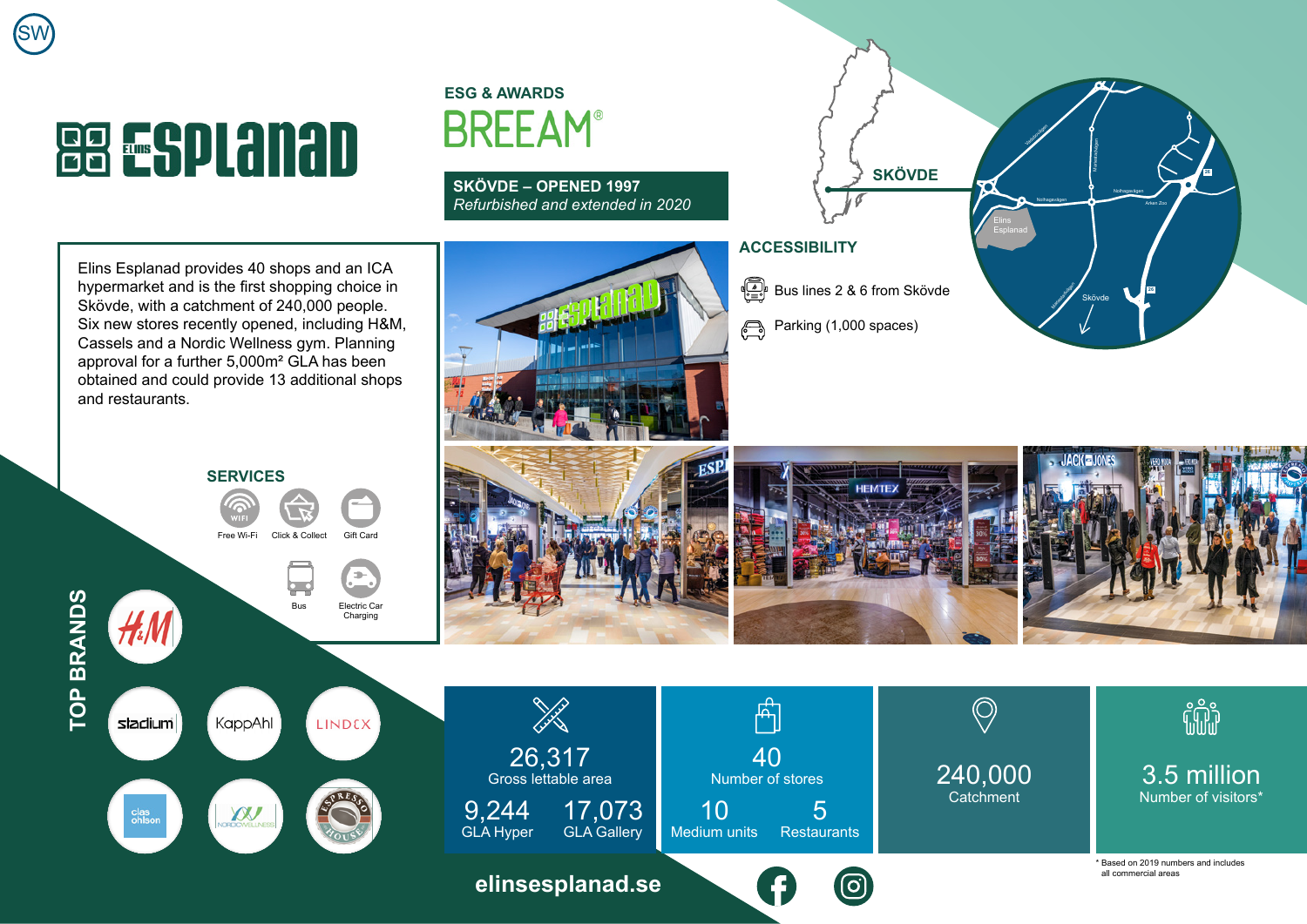# Elins Esplanad

## ESG & AWARDS

BREEAM®

**SKÖVDE – OPENED 1997**
*Refurbished and extended in 2020*

Elins Esplanad provides 40 shops and an ICA hypermarket and is the first shopping choice in Skövde, with a catchment of 240,000 people. Six new stores recently opened, including H&M, Cassels and a Nordic Wellness gym. Planning approval for a further 5,000m² GLA has been obtained and could provide 13 additional shops and restaurants.

## SERVICES

- Free Wi-Fi
- Click & Collect
- Gift Card
- Bus
- Electric Car Charging

## ACCESSIBILITY

- Bus lines 2 & 6 from Skövde
- Parking (1,000 spaces)

SKÖVDE

## TOP BRANDS

H&M, Stadium, KappAhl, Lindex, Clas Ohlson, Nordic Wellness, Espresso House

| | |
|---|---|
| 26,317 | Gross lettable area |
| 9,244 | GLA Hyper |
| 17,073 | GLA Gallery |
| 40 | Number of stores |
| 10 | Medium units |
| 5 | Restaurants |
| 240,000 | Catchment |
| 3.5 million | Number of visitors* |

\* Based on 2019 numbers and includes all commercial areas

**elinsesplanad.se**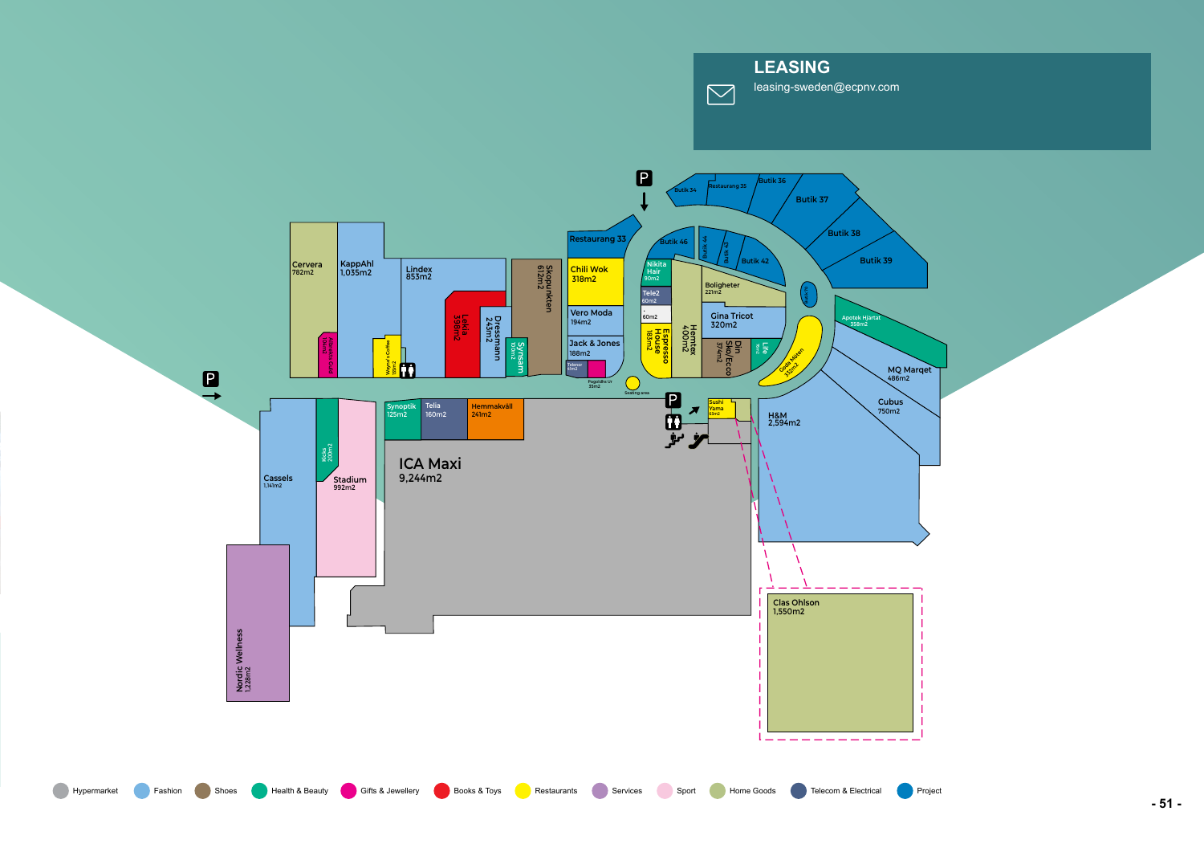## LEASING

leasing-sweden@ecpnv.com

Restaurang 33
Chili Wok
318m2
Vero Moda
194m2
Jack & Jones
188m2
Telenor
Pagoldhs Ur
35m2
Seating area
Butik 34
Restaurang 35
Butik 36
Butik 37
Butik 38
Butik 39
Butik 46
Butik 44
Butik 43
Butik 42
Nikita Hair
90m2
Tele2
60m2
60m2
Espresso House
183m2
Hemtex
400m2
Boligheter
221m2
Gina Tricot
320m2
Din Sko/Ecco
374m2
Life
Apotek Hjärtat
358m2
Coop Moren
332m2
MQ Marqet
486m2
Cubus
750m2
Cervera
782m2
KappAhl
1,035m2
Lindex
853m2
Skopunkten
612m2
Lekia
393m2
Dressmann
243m2
Synsam
100m2
Albrekts Guld
Wayne's Coffee
Synoptik
125m2
Telia
160m2
Hemmakväll
241m2
Sushi Yama
ICA Maxi
9,244m2
H&M
2,594m2
Cassels
1,141m2
Kicks
200m2
Stadium
992m2
Nordic Wellness
1,228m2
Clas Ohlson
1,550m2

Hypermarket · Fashion · Shoes · Health & Beauty · Gifts & Jewellery · Books & Toys · Restaurants · Services · Sport · Home Goods · Telecom & Electrical · Project